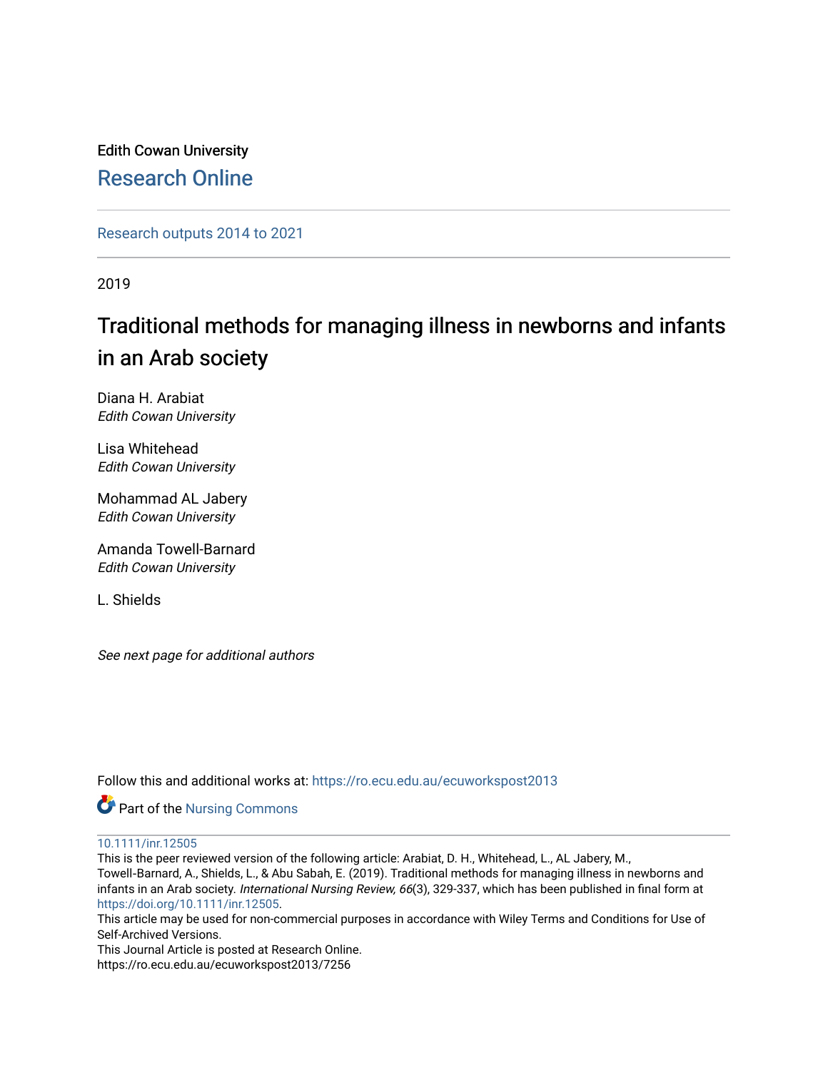Edith Cowan University

## Research Online

Research outputs 2014 to 2021

2019

# Traditional methods for managing illness in newborns and infants in an Arab society

Diana H. Arabiat
*Edith Cowan University*

Lisa Whitehead
*Edith Cowan University*

Mohammad AL Jabery
*Edith Cowan University*

Amanda Towell-Barnard
*Edith Cowan University*

L. Shields

*See next page for additional authors*

Follow this and additional works at: https://ro.ecu.edu.au/ecuworkspost2013

Part of the Nursing Commons

10.1111/inr.12505

This is the peer reviewed version of the following article: Arabiat, D. H., Whitehead, L., AL Jabery, M., Towell-Barnard, A., Shields, L., & Abu Sabah, E. (2019). Traditional methods for managing illness in newborns and infants in an Arab society. *International Nursing Review, 66*(3), 329-337, which has been published in final form at https://doi.org/10.1111/inr.12505.

This article may be used for non-commercial purposes in accordance with Wiley Terms and Conditions for Use of Self-Archived Versions.

This Journal Article is posted at Research Online.

https://ro.ecu.edu.au/ecuworkspost2013/7256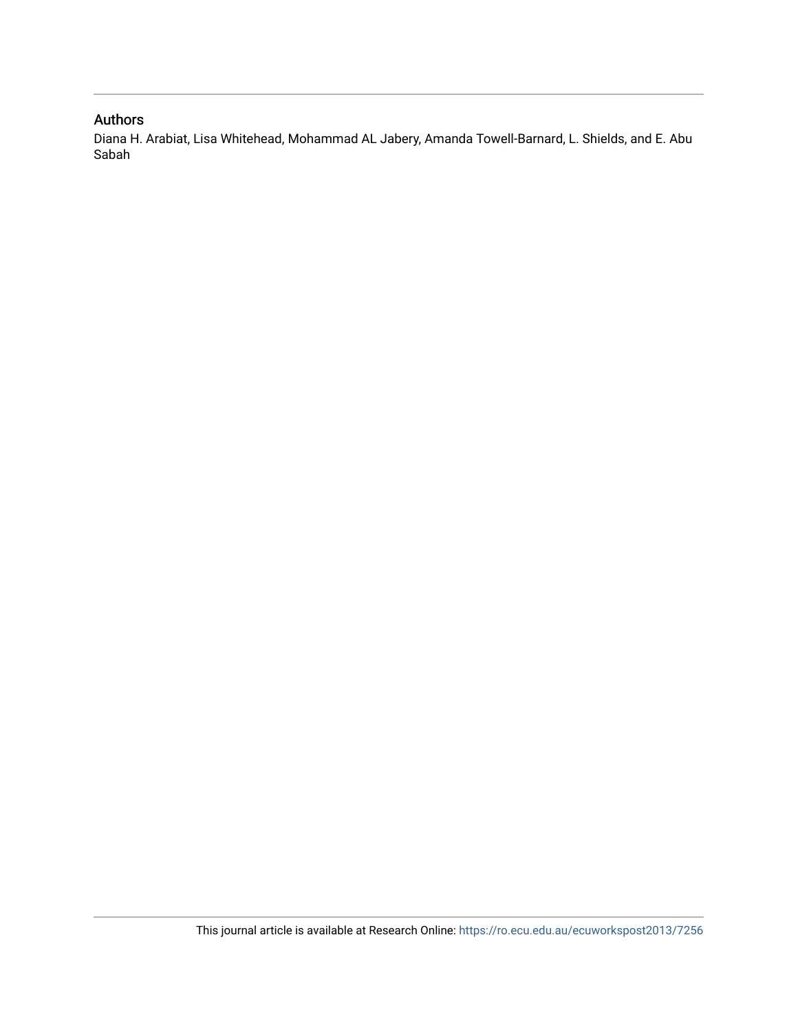## Authors

Diana H. Arabiat, Lisa Whitehead, Mohammad AL Jabery, Amanda Towell-Barnard, L. Shields, and E. Abu Sabah

This journal article is available at Research Online: https://ro.ecu.edu.au/ecuworkspost2013/7256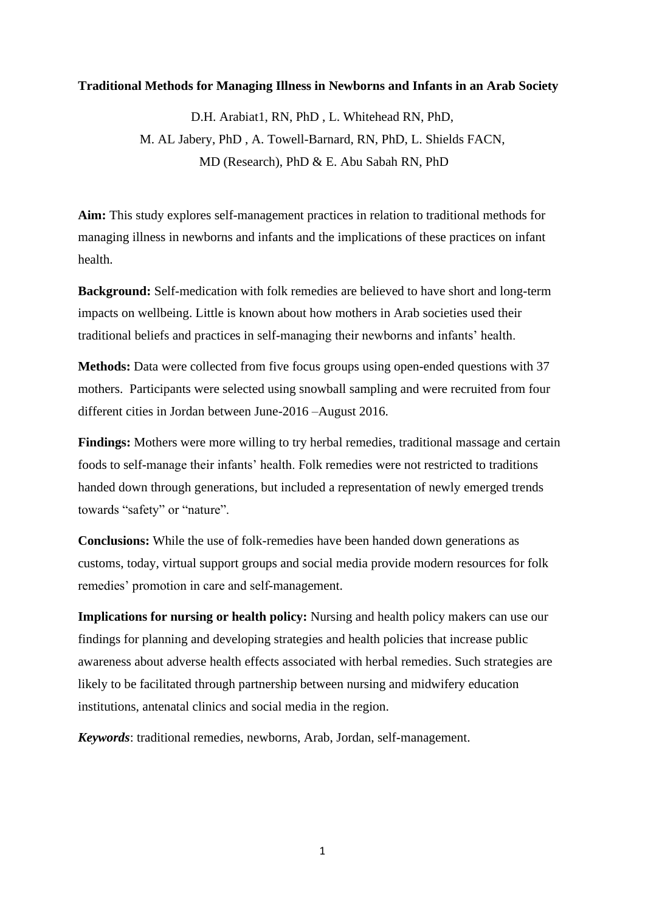**Traditional Methods for Managing Illness in Newborns and Infants in an Arab Society**

D.H. Arabiat1, RN, PhD , L. Whitehead RN, PhD,
M. AL Jabery, PhD , A. Towell-Barnard, RN, PhD, L. Shields FACN,
MD (Research), PhD & E. Abu Sabah RN, PhD

**Aim:** This study explores self-management practices in relation to traditional methods for managing illness in newborns and infants and the implications of these practices on infant health.

**Background:** Self-medication with folk remedies are believed to have short and long-term impacts on wellbeing. Little is known about how mothers in Arab societies used their traditional beliefs and practices in self-managing their newborns and infants' health.

**Methods:** Data were collected from five focus groups using open-ended questions with 37 mothers. Participants were selected using snowball sampling and were recruited from four different cities in Jordan between June-2016 –August 2016.

**Findings:** Mothers were more willing to try herbal remedies, traditional massage and certain foods to self-manage their infants' health. Folk remedies were not restricted to traditions handed down through generations, but included a representation of newly emerged trends towards "safety" or "nature".

**Conclusions:** While the use of folk-remedies have been handed down generations as customs, today, virtual support groups and social media provide modern resources for folk remedies' promotion in care and self-management.

**Implications for nursing or health policy:** Nursing and health policy makers can use our findings for planning and developing strategies and health policies that increase public awareness about adverse health effects associated with herbal remedies. Such strategies are likely to be facilitated through partnership between nursing and midwifery education institutions, antenatal clinics and social media in the region.

***Keywords***: traditional remedies, newborns, Arab, Jordan, self-management.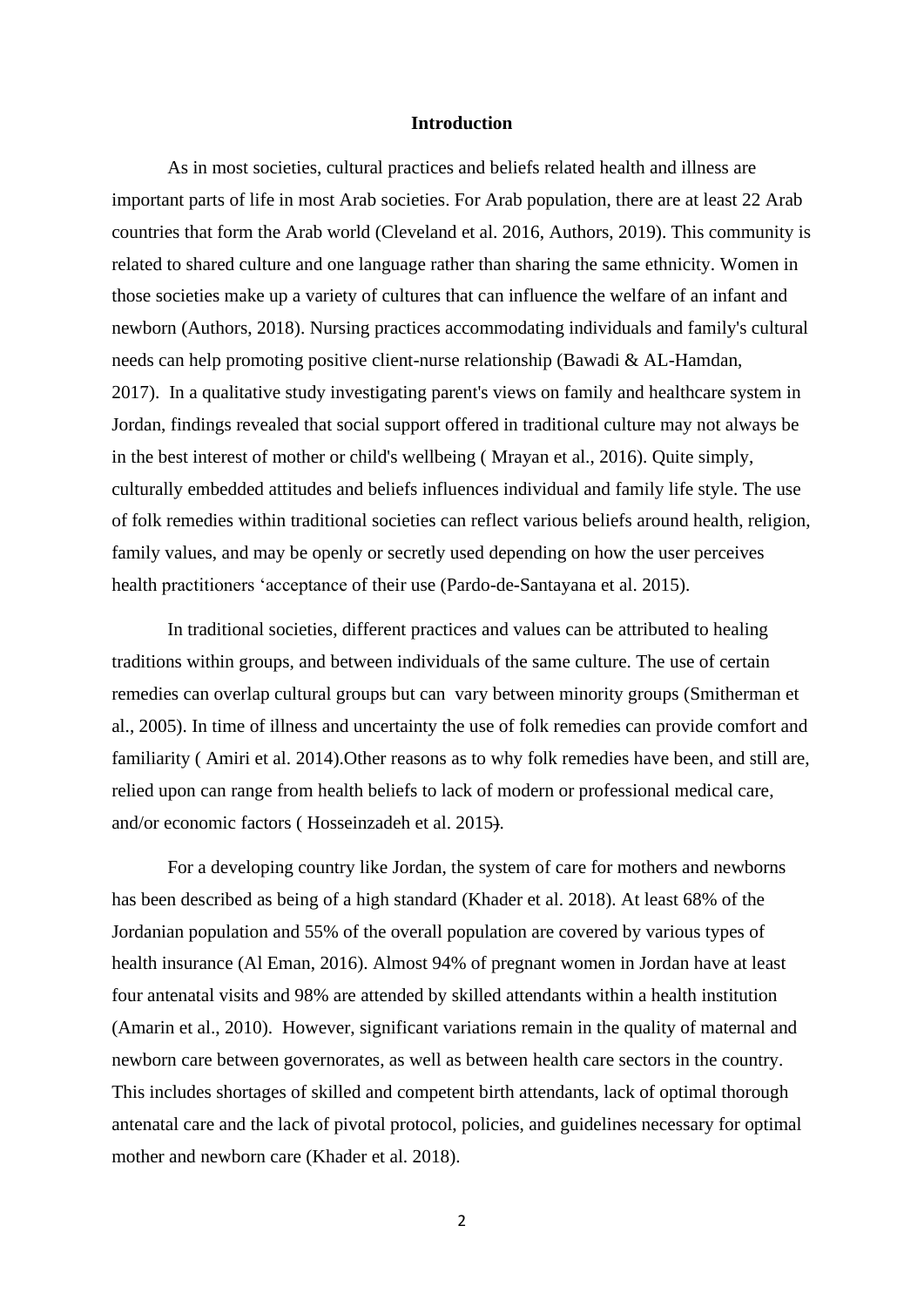## Introduction

As in most societies, cultural practices and beliefs related health and illness are important parts of life in most Arab societies. For Arab population, there are at least 22 Arab countries that form the Arab world (Cleveland et al. 2016, Authors, 2019). This community is related to shared culture and one language rather than sharing the same ethnicity. Women in those societies make up a variety of cultures that can influence the welfare of an infant and newborn (Authors, 2018). Nursing practices accommodating individuals and family's cultural needs can help promoting positive client-nurse relationship (Bawadi & AL-Hamdan, 2017). In a qualitative study investigating parent's views on family and healthcare system in Jordan, findings revealed that social support offered in traditional culture may not always be in the best interest of mother or child's wellbeing ( Mrayan et al., 2016). Quite simply, culturally embedded attitudes and beliefs influences individual and family life style. The use of folk remedies within traditional societies can reflect various beliefs around health, religion, family values, and may be openly or secretly used depending on how the user perceives health practitioners 'acceptance of their use (Pardo-de-Santayana et al. 2015).

In traditional societies, different practices and values can be attributed to healing traditions within groups, and between individuals of the same culture. The use of certain remedies can overlap cultural groups but can vary between minority groups (Smitherman et al., 2005). In time of illness and uncertainty the use of folk remedies can provide comfort and familiarity ( Amiri et al. 2014).Other reasons as to why folk remedies have been, and still are, relied upon can range from health beliefs to lack of modern or professional medical care, and/or economic factors ( Hosseinzadeh et al. 2015).

For a developing country like Jordan, the system of care for mothers and newborns has been described as being of a high standard (Khader et al. 2018). At least 68% of the Jordanian population and 55% of the overall population are covered by various types of health insurance (Al Eman, 2016). Almost 94% of pregnant women in Jordan have at least four antenatal visits and 98% are attended by skilled attendants within a health institution (Amarin et al., 2010). However, significant variations remain in the quality of maternal and newborn care between governorates, as well as between health care sectors in the country. This includes shortages of skilled and competent birth attendants, lack of optimal thorough antenatal care and the lack of pivotal protocol, policies, and guidelines necessary for optimal mother and newborn care (Khader et al. 2018).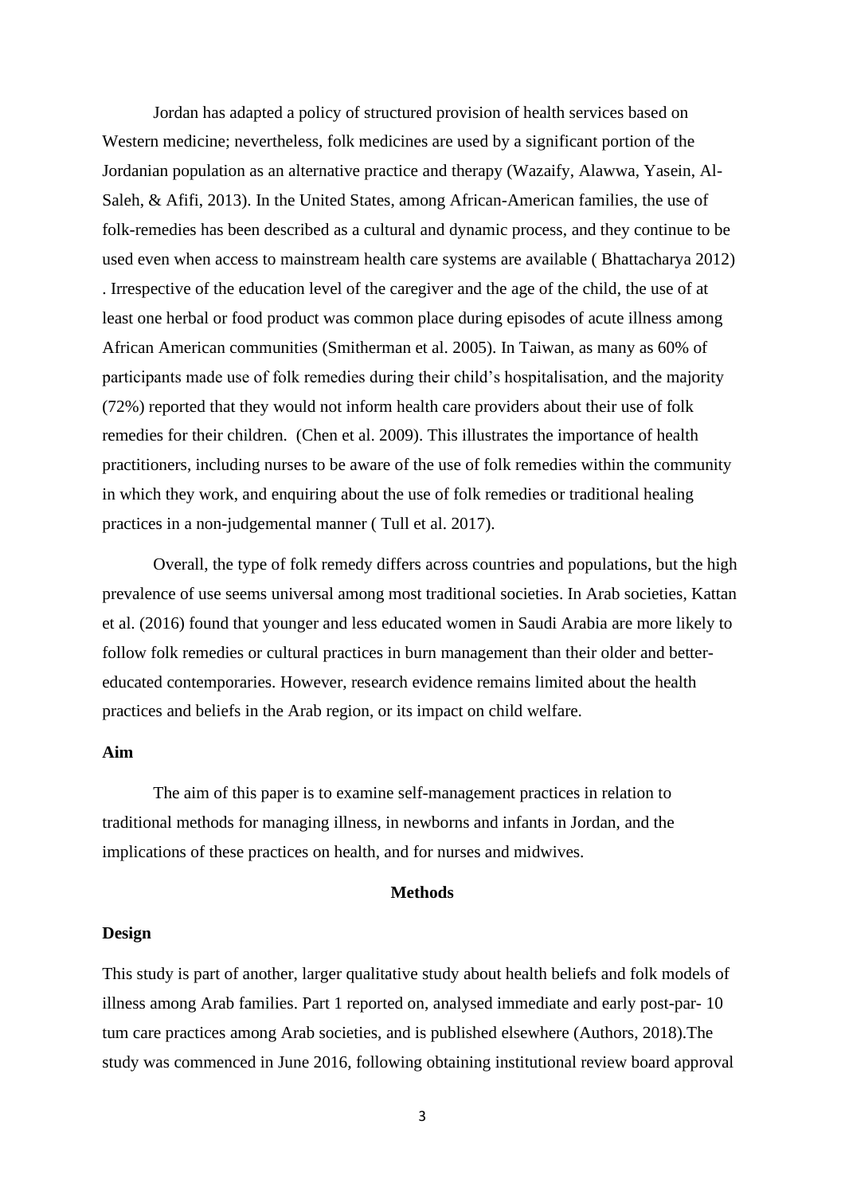Jordan has adapted a policy of structured provision of health services based on Western medicine; nevertheless, folk medicines are used by a significant portion of the Jordanian population as an alternative practice and therapy (Wazaify, Alawwa, Yasein, Al-Saleh, & Afifi, 2013). In the United States, among African-American families, the use of folk-remedies has been described as a cultural and dynamic process, and they continue to be used even when access to mainstream health care systems are available ( Bhattacharya 2012) . Irrespective of the education level of the caregiver and the age of the child, the use of at least one herbal or food product was common place during episodes of acute illness among African American communities (Smitherman et al. 2005). In Taiwan, as many as 60% of participants made use of folk remedies during their child's hospitalisation, and the majority (72%) reported that they would not inform health care providers about their use of folk remedies for their children. (Chen et al. 2009). This illustrates the importance of health practitioners, including nurses to be aware of the use of folk remedies within the community in which they work, and enquiring about the use of folk remedies or traditional healing practices in a non-judgemental manner ( Tull et al. 2017).

Overall, the type of folk remedy differs across countries and populations, but the high prevalence of use seems universal among most traditional societies. In Arab societies, Kattan et al. (2016) found that younger and less educated women in Saudi Arabia are more likely to follow folk remedies or cultural practices in burn management than their older and better-educated contemporaries. However, research evidence remains limited about the health practices and beliefs in the Arab region, or its impact on child welfare.

**Aim**

The aim of this paper is to examine self-management practices in relation to traditional methods for managing illness, in newborns and infants in Jordan, and the implications of these practices on health, and for nurses and midwives.

## Methods

**Design**

This study is part of another, larger qualitative study about health beliefs and folk models of illness among Arab families. Part 1 reported on, analysed immediate and early post-par- 10 tum care practices among Arab societies, and is published elsewhere (Authors, 2018).The study was commenced in June 2016, following obtaining institutional review board approval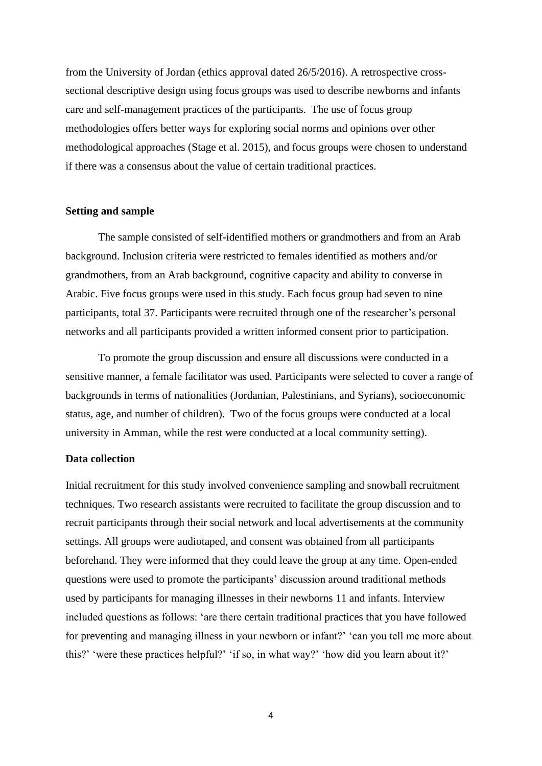from the University of Jordan (ethics approval dated 26/5/2016). A retrospective cross-sectional descriptive design using focus groups was used to describe newborns and infants care and self-management practices of the participants. The use of focus group methodologies offers better ways for exploring social norms and opinions over other methodological approaches (Stage et al. 2015), and focus groups were chosen to understand if there was a consensus about the value of certain traditional practices.

**Setting and sample**

The sample consisted of self-identified mothers or grandmothers and from an Arab background. Inclusion criteria were restricted to females identified as mothers and/or grandmothers, from an Arab background, cognitive capacity and ability to converse in Arabic. Five focus groups were used in this study. Each focus group had seven to nine participants, total 37. Participants were recruited through one of the researcher's personal networks and all participants provided a written informed consent prior to participation.

To promote the group discussion and ensure all discussions were conducted in a sensitive manner, a female facilitator was used. Participants were selected to cover a range of backgrounds in terms of nationalities (Jordanian, Palestinians, and Syrians), socioeconomic status, age, and number of children). Two of the focus groups were conducted at a local university in Amman, while the rest were conducted at a local community setting).

**Data collection**

Initial recruitment for this study involved convenience sampling and snowball recruitment techniques. Two research assistants were recruited to facilitate the group discussion and to recruit participants through their social network and local advertisements at the community settings. All groups were audiotaped, and consent was obtained from all participants beforehand. They were informed that they could leave the group at any time. Open-ended questions were used to promote the participants' discussion around traditional methods used by participants for managing illnesses in their newborns 11 and infants. Interview included questions as follows: 'are there certain traditional practices that you have followed for preventing and managing illness in your newborn or infant?' 'can you tell me more about this?' 'were these practices helpful?' 'if so, in what way?' 'how did you learn about it?'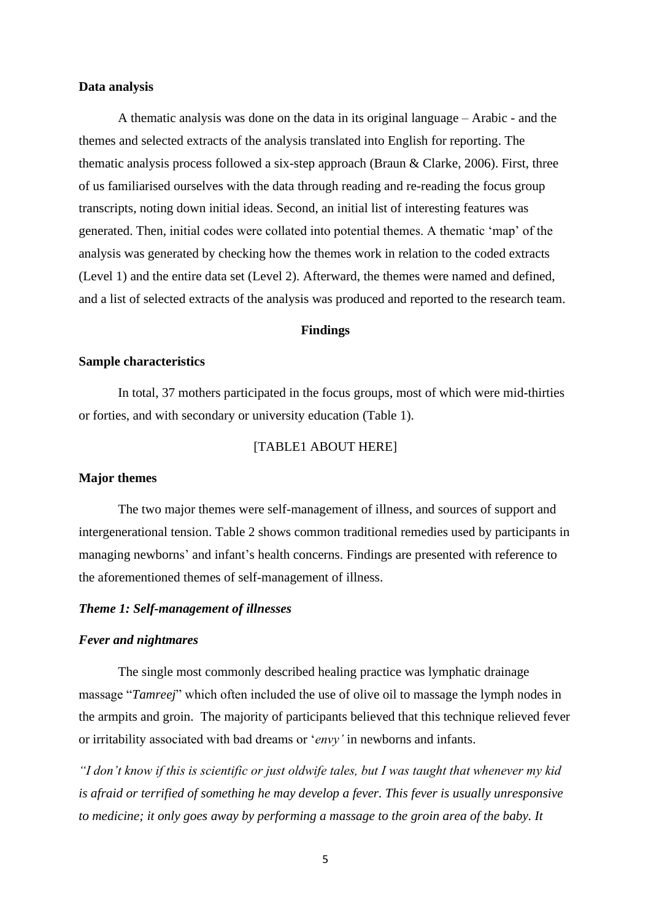### Data analysis

A thematic analysis was done on the data in its original language – Arabic - and the themes and selected extracts of the analysis translated into English for reporting. The thematic analysis process followed a six-step approach (Braun & Clarke, 2006). First, three of us familiarised ourselves with the data through reading and re-reading the focus group transcripts, noting down initial ideas. Second, an initial list of interesting features was generated. Then, initial codes were collated into potential themes. A thematic 'map' of the analysis was generated by checking how the themes work in relation to the coded extracts (Level 1) and the entire data set (Level 2). Afterward, the themes were named and defined, and a list of selected extracts of the analysis was produced and reported to the research team.

## Findings

### Sample characteristics

In total, 37 mothers participated in the focus groups, most of which were mid-thirties or forties, and with secondary or university education (Table 1).

[TABLE1 ABOUT HERE]

### Major themes

The two major themes were self-management of illness, and sources of support and intergenerational tension. Table 2 shows common traditional remedies used by participants in managing newborns' and infant's health concerns. Findings are presented with reference to the aforementioned themes of self-management of illness.

#### *Theme 1: Self-management of illnesses*

#### *Fever and nightmares*

The single most commonly described healing practice was lymphatic drainage massage "*Tamreej*" which often included the use of olive oil to massage the lymph nodes in the armpits and groin. The majority of participants believed that this technique relieved fever or irritability associated with bad dreams or '*envy'* in newborns and infants.

***"I don't know if this is scientific or just oldwife tales, but I was taught that whenever my kid is afraid or terrified of something he may develop a fever. This fever is usually unresponsive to medicine; it only goes away by performing a massage to the groin area of the baby. It***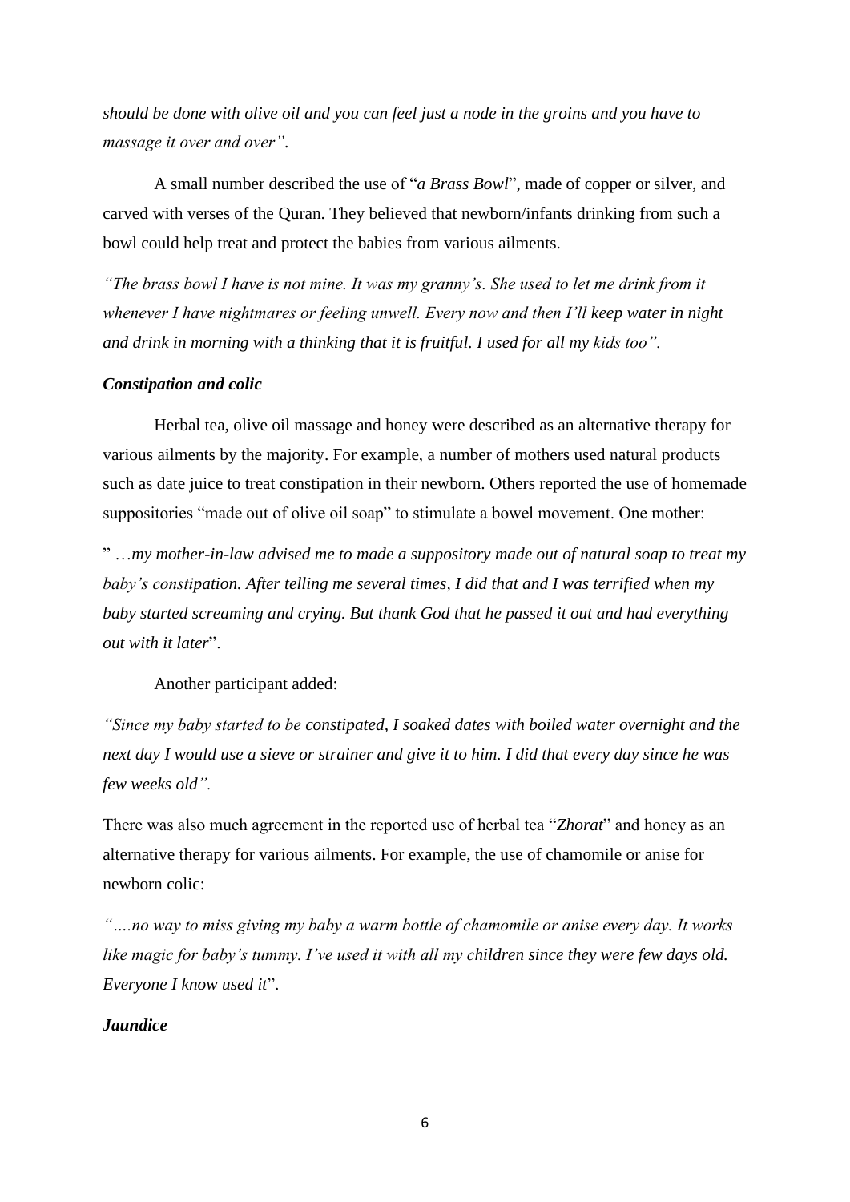*should be done with olive oil and you can feel just a node in the groins and you have to massage it over and over"*.

A small number described the use of "*a Brass Bowl*", made of copper or silver, and carved with verses of the Quran. They believed that newborn/infants drinking from such a bowl could help treat and protect the babies from various ailments.

*"The brass bowl I have is not mine. It was my granny's. She used to let me drink from it whenever I have nightmares or feeling unwell. Every now and then I'll keep water in night and drink in morning with a thinking that it is fruitful. I used for all my kids too".*

***Constipation and colic***

Herbal tea, olive oil massage and honey were described as an alternative therapy for various ailments by the majority. For example, a number of mothers used natural products such as date juice to treat constipation in their newborn. Others reported the use of homemade suppositories "made out of olive oil soap" to stimulate a bowel movement. One mother:

" …*my mother-in-law advised me to made a suppository made out of natural soap to treat my baby's constipation. After telling me several times, I did that and I was terrified when my baby started screaming and crying. But thank God that he passed it out and had everything out with it later*".

Another participant added:

*"Since my baby started to be constipated, I soaked dates with boiled water overnight and the next day I would use a sieve or strainer and give it to him. I did that every day since he was few weeks old".*

There was also much agreement in the reported use of herbal tea "*Zhorat*" and honey as an alternative therapy for various ailments. For example, the use of chamomile or anise for newborn colic:

*"….no way to miss giving my baby a warm bottle of chamomile or anise every day. It works like magic for baby's tummy. I've used it with all my children since they were few days old. Everyone I know used it*".

***Jaundice***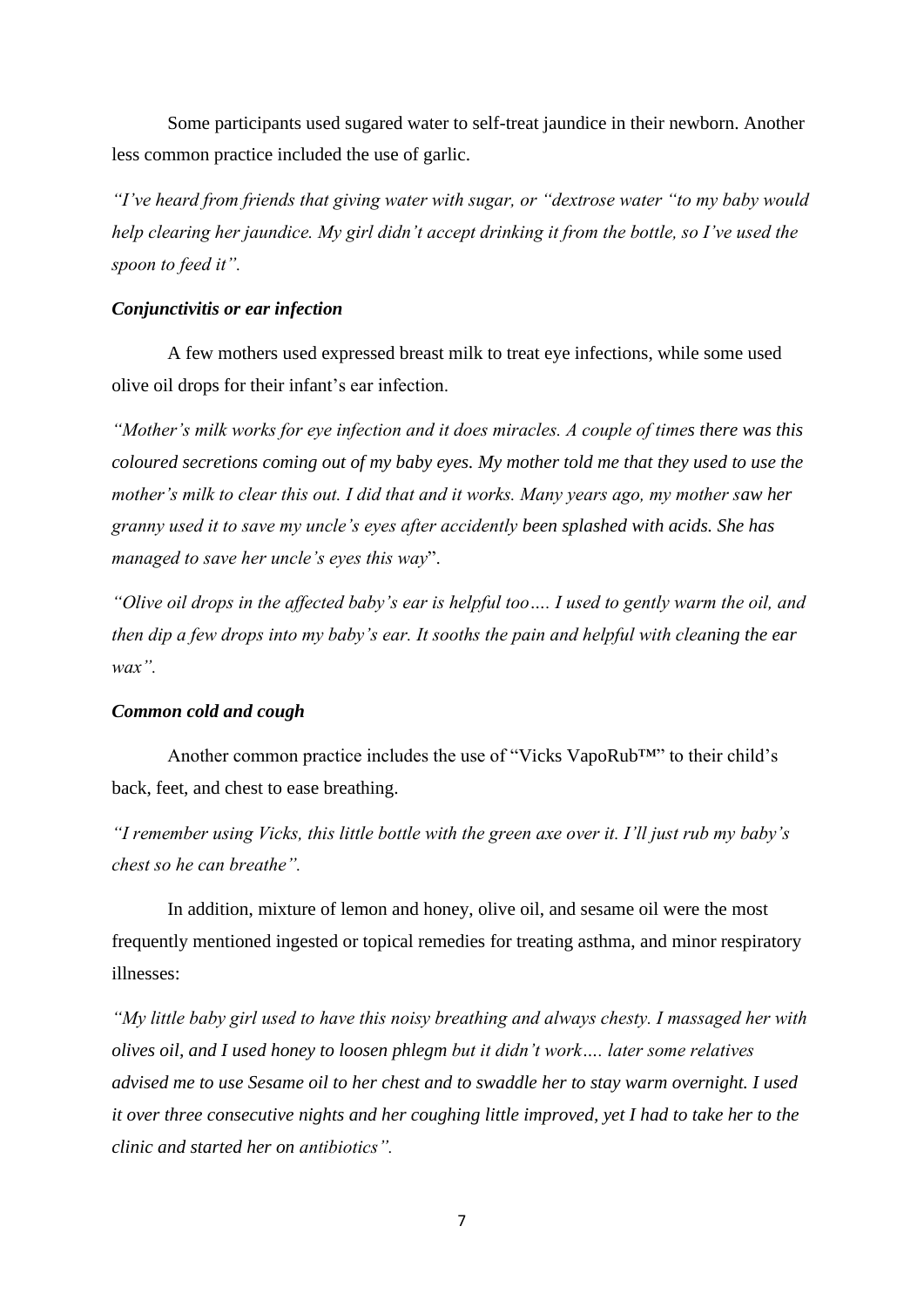Some participants used sugared water to self-treat jaundice in their newborn. Another less common practice included the use of garlic.

*"I've heard from friends that giving water with sugar, or "dextrose water "to my baby would help clearing her jaundice. My girl didn't accept drinking it from the bottle, so I've used the spoon to feed it".*

***Conjunctivitis or ear infection***

A few mothers used expressed breast milk to treat eye infections, while some used olive oil drops for their infant's ear infection.

*"Mother's milk works for eye infection and it does miracles. A couple of times there was this coloured secretions coming out of my baby eyes. My mother told me that they used to use the mother's milk to clear this out. I did that and it works. Many years ago, my mother saw her granny used it to save my uncle's eyes after accidently been splashed with acids. She has managed to save her uncle's eyes this way*".

*"Olive oil drops in the affected baby's ear is helpful too…. I used to gently warm the oil, and then dip a few drops into my baby's ear. It sooths the pain and helpful with cleaning the ear wax".*

***Common cold and cough***

Another common practice includes the use of "Vicks VapoRub™" to their child's back, feet, and chest to ease breathing.

*"I remember using Vicks, this little bottle with the green axe over it. I'll just rub my baby's chest so he can breathe".*

In addition, mixture of lemon and honey, olive oil, and sesame oil were the most frequently mentioned ingested or topical remedies for treating asthma, and minor respiratory illnesses:

*"My little baby girl used to have this noisy breathing and always chesty. I massaged her with olives oil, and I used honey to loosen phlegm but it didn't work…. later some relatives advised me to use Sesame oil to her chest and to swaddle her to stay warm overnight. I used it over three consecutive nights and her coughing little improved, yet I had to take her to the clinic and started her on antibiotics".*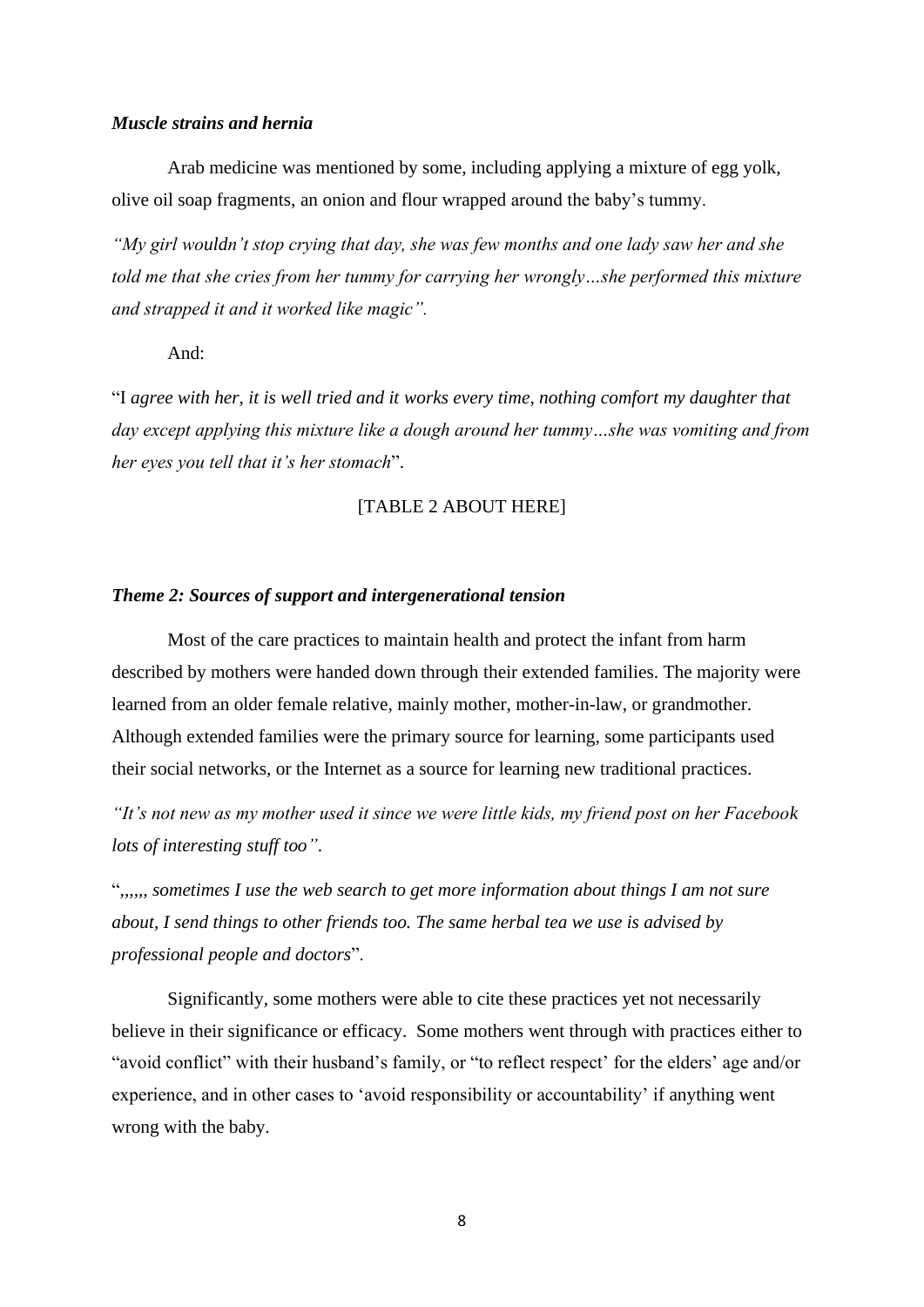### *Muscle strains and hernia*

Arab medicine was mentioned by some, including applying a mixture of egg yolk, olive oil soap fragments, an onion and flour wrapped around the baby's tummy.

*"My girl wouldn't stop crying that day, she was few months and one lady saw her and she told me that she cries from her tummy for carrying her wrongly…she performed this mixture and strapped it and it worked like magic".*

And:

"I *agree with her, it is well tried and it works every time, nothing comfort my daughter that day except applying this mixture like a dough around her tummy…she was vomiting and from her eyes you tell that it's her stomach*".

[TABLE 2 ABOUT HERE]

### *Theme 2: Sources of support and intergenerational tension*

Most of the care practices to maintain health and protect the infant from harm described by mothers were handed down through their extended families. The majority were learned from an older female relative, mainly mother, mother-in-law, or grandmother. Although extended families were the primary source for learning, some participants used their social networks, or the Internet as a source for learning new traditional practices.

*"It's not new as my mother used it since we were little kids, my friend post on her Facebook lots of interesting stuff too"*.

"*,,,,,, sometimes I use the web search to get more information about things I am not sure about, I send things to other friends too. The same herbal tea we use is advised by professional people and doctors*".

Significantly, some mothers were able to cite these practices yet not necessarily believe in their significance or efficacy. Some mothers went through with practices either to "avoid conflict" with their husband's family, or "to reflect respect' for the elders' age and/or experience, and in other cases to 'avoid responsibility or accountability' if anything went wrong with the baby.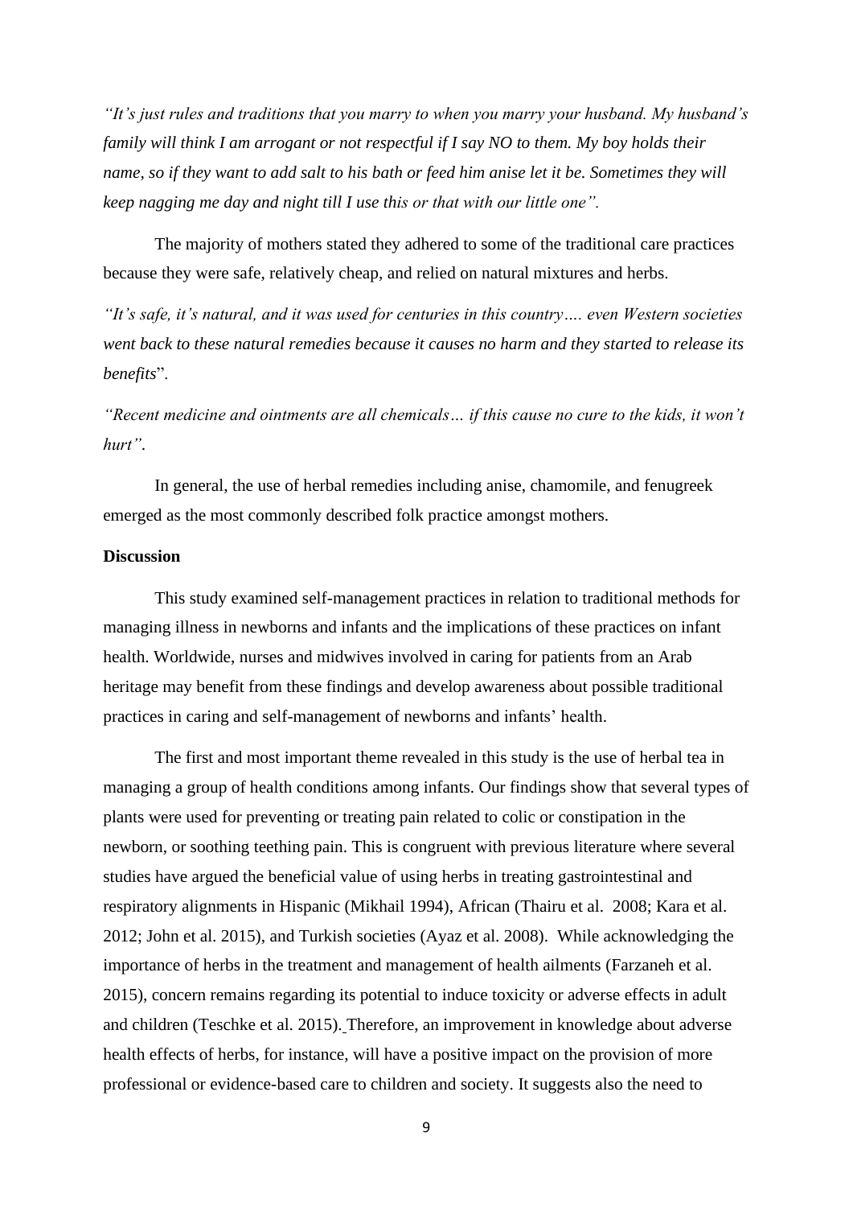*"It's just rules and traditions that you marry to when you marry your husband. My husband's family will think I am arrogant or not respectful if I say NO to them. My boy holds their name, so if they want to add salt to his bath or feed him anise let it be. Sometimes they will keep nagging me day and night till I use this or that with our little one".*

The majority of mothers stated they adhered to some of the traditional care practices because they were safe, relatively cheap, and relied on natural mixtures and herbs.

*"It's safe, it's natural, and it was used for centuries in this country…. even Western societies went back to these natural remedies because it causes no harm and they started to release its benefits".*

*"Recent medicine and ointments are all chemicals… if this cause no cure to the kids, it won't hurt".*

In general, the use of herbal remedies including anise, chamomile, and fenugreek emerged as the most commonly described folk practice amongst mothers.

**Discussion**

This study examined self-management practices in relation to traditional methods for managing illness in newborns and infants and the implications of these practices on infant health. Worldwide, nurses and midwives involved in caring for patients from an Arab heritage may benefit from these findings and develop awareness about possible traditional practices in caring and self-management of newborns and infants' health.

The first and most important theme revealed in this study is the use of herbal tea in managing a group of health conditions among infants. Our findings show that several types of plants were used for preventing or treating pain related to colic or constipation in the newborn, or soothing teething pain. This is congruent with previous literature where several studies have argued the beneficial value of using herbs in treating gastrointestinal and respiratory alignments in Hispanic (Mikhail 1994), African (Thairu et al. 2008; Kara et al. 2012; John et al. 2015), and Turkish societies (Ayaz et al. 2008). While acknowledging the importance of herbs in the treatment and management of health ailments (Farzaneh et al. 2015), concern remains regarding its potential to induce toxicity or adverse effects in adult and children (Teschke et al. 2015). Therefore, an improvement in knowledge about adverse health effects of herbs, for instance, will have a positive impact on the provision of more professional or evidence-based care to children and society. It suggests also the need to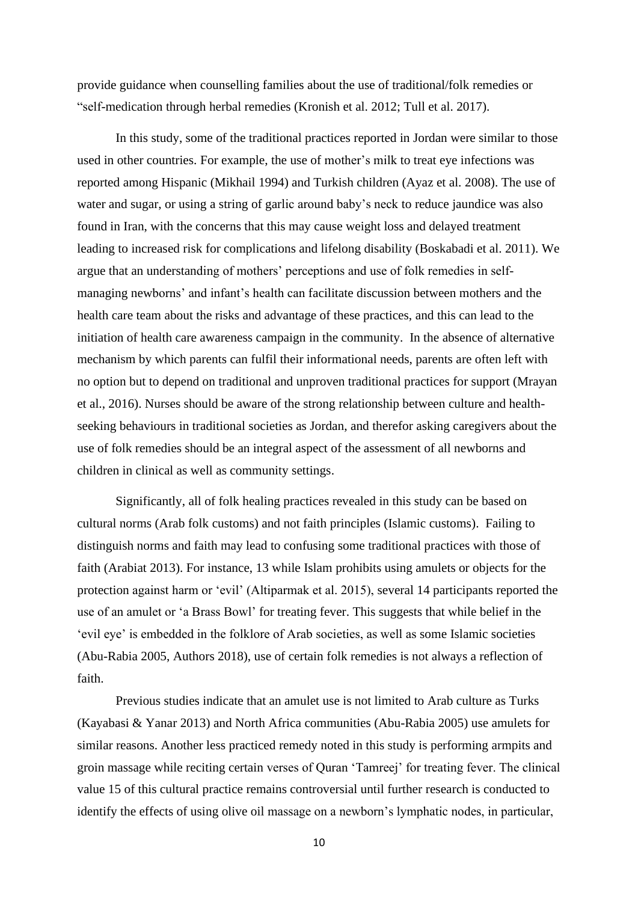provide guidance when counselling families about the use of traditional/folk remedies or "self-medication through herbal remedies (Kronish et al. 2012; Tull et al. 2017).

In this study, some of the traditional practices reported in Jordan were similar to those used in other countries. For example, the use of mother's milk to treat eye infections was reported among Hispanic (Mikhail 1994) and Turkish children (Ayaz et al. 2008). The use of water and sugar, or using a string of garlic around baby's neck to reduce jaundice was also found in Iran, with the concerns that this may cause weight loss and delayed treatment leading to increased risk for complications and lifelong disability (Boskabadi et al. 2011). We argue that an understanding of mothers' perceptions and use of folk remedies in self-managing newborns' and infant's health can facilitate discussion between mothers and the health care team about the risks and advantage of these practices, and this can lead to the initiation of health care awareness campaign in the community. In the absence of alternative mechanism by which parents can fulfil their informational needs, parents are often left with no option but to depend on traditional and unproven traditional practices for support (Mrayan et al., 2016). Nurses should be aware of the strong relationship between culture and health-seeking behaviours in traditional societies as Jordan, and therefor asking caregivers about the use of folk remedies should be an integral aspect of the assessment of all newborns and children in clinical as well as community settings.

Significantly, all of folk healing practices revealed in this study can be based on cultural norms (Arab folk customs) and not faith principles (Islamic customs). Failing to distinguish norms and faith may lead to confusing some traditional practices with those of faith (Arabiat 2013). For instance, 13 while Islam prohibits using amulets or objects for the protection against harm or 'evil' (Altiparmak et al. 2015), several 14 participants reported the use of an amulet or 'a Brass Bowl' for treating fever. This suggests that while belief in the 'evil eye' is embedded in the folklore of Arab societies, as well as some Islamic societies (Abu-Rabia 2005, Authors 2018), use of certain folk remedies is not always a reflection of faith.

Previous studies indicate that an amulet use is not limited to Arab culture as Turks (Kayabasi & Yanar 2013) and North Africa communities (Abu-Rabia 2005) use amulets for similar reasons. Another less practiced remedy noted in this study is performing armpits and groin massage while reciting certain verses of Quran 'Tamreej' for treating fever. The clinical value 15 of this cultural practice remains controversial until further research is conducted to identify the effects of using olive oil massage on a newborn's lymphatic nodes, in particular,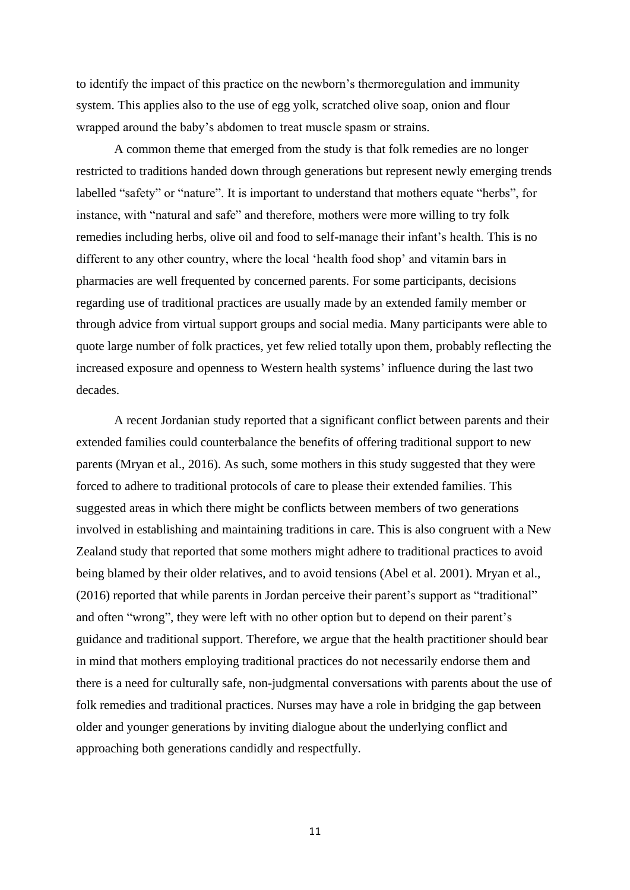to identify the impact of this practice on the newborn's thermoregulation and immunity system. This applies also to the use of egg yolk, scratched olive soap, onion and flour wrapped around the baby's abdomen to treat muscle spasm or strains.

A common theme that emerged from the study is that folk remedies are no longer restricted to traditions handed down through generations but represent newly emerging trends labelled "safety" or "nature". It is important to understand that mothers equate "herbs", for instance, with "natural and safe" and therefore, mothers were more willing to try folk remedies including herbs, olive oil and food to self-manage their infant's health. This is no different to any other country, where the local 'health food shop' and vitamin bars in pharmacies are well frequented by concerned parents. For some participants, decisions regarding use of traditional practices are usually made by an extended family member or through advice from virtual support groups and social media. Many participants were able to quote large number of folk practices, yet few relied totally upon them, probably reflecting the increased exposure and openness to Western health systems' influence during the last two decades.

A recent Jordanian study reported that a significant conflict between parents and their extended families could counterbalance the benefits of offering traditional support to new parents (Mryan et al., 2016). As such, some mothers in this study suggested that they were forced to adhere to traditional protocols of care to please their extended families. This suggested areas in which there might be conflicts between members of two generations involved in establishing and maintaining traditions in care. This is also congruent with a New Zealand study that reported that some mothers might adhere to traditional practices to avoid being blamed by their older relatives, and to avoid tensions (Abel et al. 2001). Mryan et al., (2016) reported that while parents in Jordan perceive their parent's support as "traditional" and often "wrong", they were left with no other option but to depend on their parent's guidance and traditional support. Therefore, we argue that the health practitioner should bear in mind that mothers employing traditional practices do not necessarily endorse them and there is a need for culturally safe, non-judgmental conversations with parents about the use of folk remedies and traditional practices. Nurses may have a role in bridging the gap between older and younger generations by inviting dialogue about the underlying conflict and approaching both generations candidly and respectfully.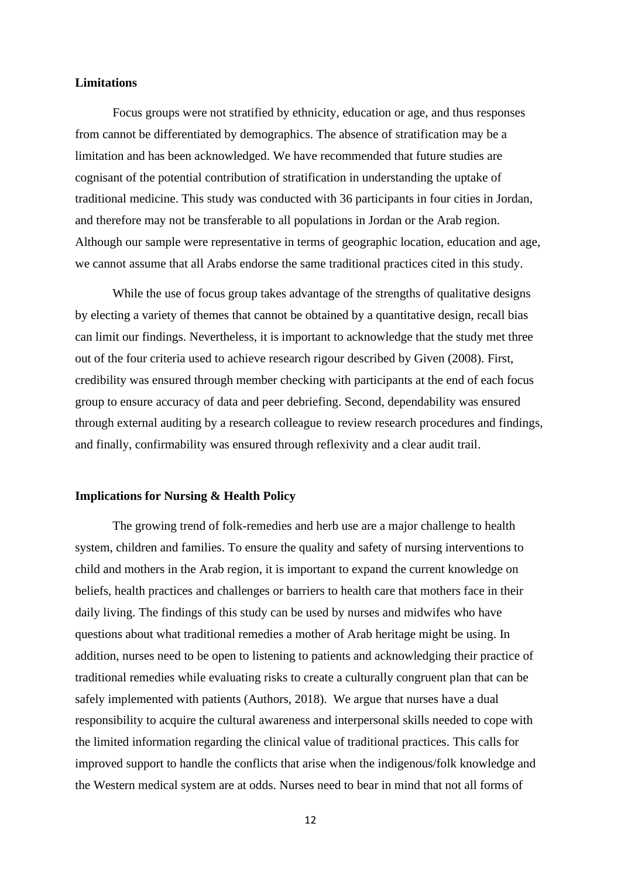## Limitations

Focus groups were not stratified by ethnicity, education or age, and thus responses from cannot be differentiated by demographics. The absence of stratification may be a limitation and has been acknowledged. We have recommended that future studies are cognisant of the potential contribution of stratification in understanding the uptake of traditional medicine. This study was conducted with 36 participants in four cities in Jordan, and therefore may not be transferable to all populations in Jordan or the Arab region. Although our sample were representative in terms of geographic location, education and age, we cannot assume that all Arabs endorse the same traditional practices cited in this study.

While the use of focus group takes advantage of the strengths of qualitative designs by electing a variety of themes that cannot be obtained by a quantitative design, recall bias can limit our findings. Nevertheless, it is important to acknowledge that the study met three out of the four criteria used to achieve research rigour described by Given (2008). First, credibility was ensured through member checking with participants at the end of each focus group to ensure accuracy of data and peer debriefing. Second, dependability was ensured through external auditing by a research colleague to review research procedures and findings, and finally, confirmability was ensured through reflexivity and a clear audit trail.

## Implications for Nursing & Health Policy

The growing trend of folk-remedies and herb use are a major challenge to health system, children and families. To ensure the quality and safety of nursing interventions to child and mothers in the Arab region, it is important to expand the current knowledge on beliefs, health practices and challenges or barriers to health care that mothers face in their daily living. The findings of this study can be used by nurses and midwifes who have questions about what traditional remedies a mother of Arab heritage might be using. In addition, nurses need to be open to listening to patients and acknowledging their practice of traditional remedies while evaluating risks to create a culturally congruent plan that can be safely implemented with patients (Authors, 2018). We argue that nurses have a dual responsibility to acquire the cultural awareness and interpersonal skills needed to cope with the limited information regarding the clinical value of traditional practices. This calls for improved support to handle the conflicts that arise when the indigenous/folk knowledge and the Western medical system are at odds. Nurses need to bear in mind that not all forms of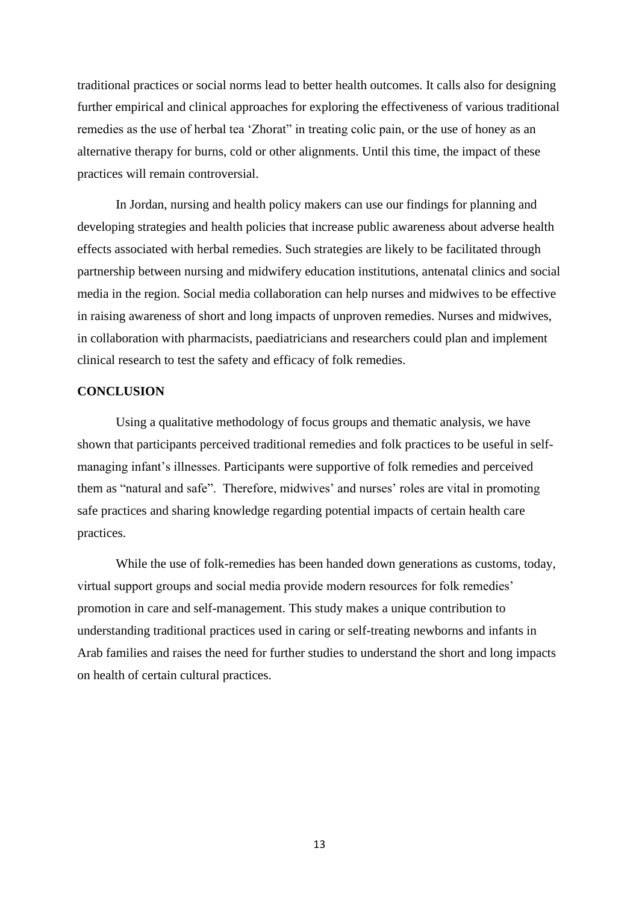traditional practices or social norms lead to better health outcomes. It calls also for designing further empirical and clinical approaches for exploring the effectiveness of various traditional remedies as the use of herbal tea 'Zhorat" in treating colic pain, or the use of honey as an alternative therapy for burns, cold or other alignments. Until this time, the impact of these practices will remain controversial.

In Jordan, nursing and health policy makers can use our findings for planning and developing strategies and health policies that increase public awareness about adverse health effects associated with herbal remedies. Such strategies are likely to be facilitated through partnership between nursing and midwifery education institutions, antenatal clinics and social media in the region. Social media collaboration can help nurses and midwives to be effective in raising awareness of short and long impacts of unproven remedies. Nurses and midwives, in collaboration with pharmacists, paediatricians and researchers could plan and implement clinical research to test the safety and efficacy of folk remedies.

## CONCLUSION

Using a qualitative methodology of focus groups and thematic analysis, we have shown that participants perceived traditional remedies and folk practices to be useful in self-managing infant's illnesses. Participants were supportive of folk remedies and perceived them as "natural and safe". Therefore, midwives' and nurses' roles are vital in promoting safe practices and sharing knowledge regarding potential impacts of certain health care practices.

While the use of folk-remedies has been handed down generations as customs, today, virtual support groups and social media provide modern resources for folk remedies' promotion in care and self-management. This study makes a unique contribution to understanding traditional practices used in caring or self-treating newborns and infants in Arab families and raises the need for further studies to understand the short and long impacts on health of certain cultural practices.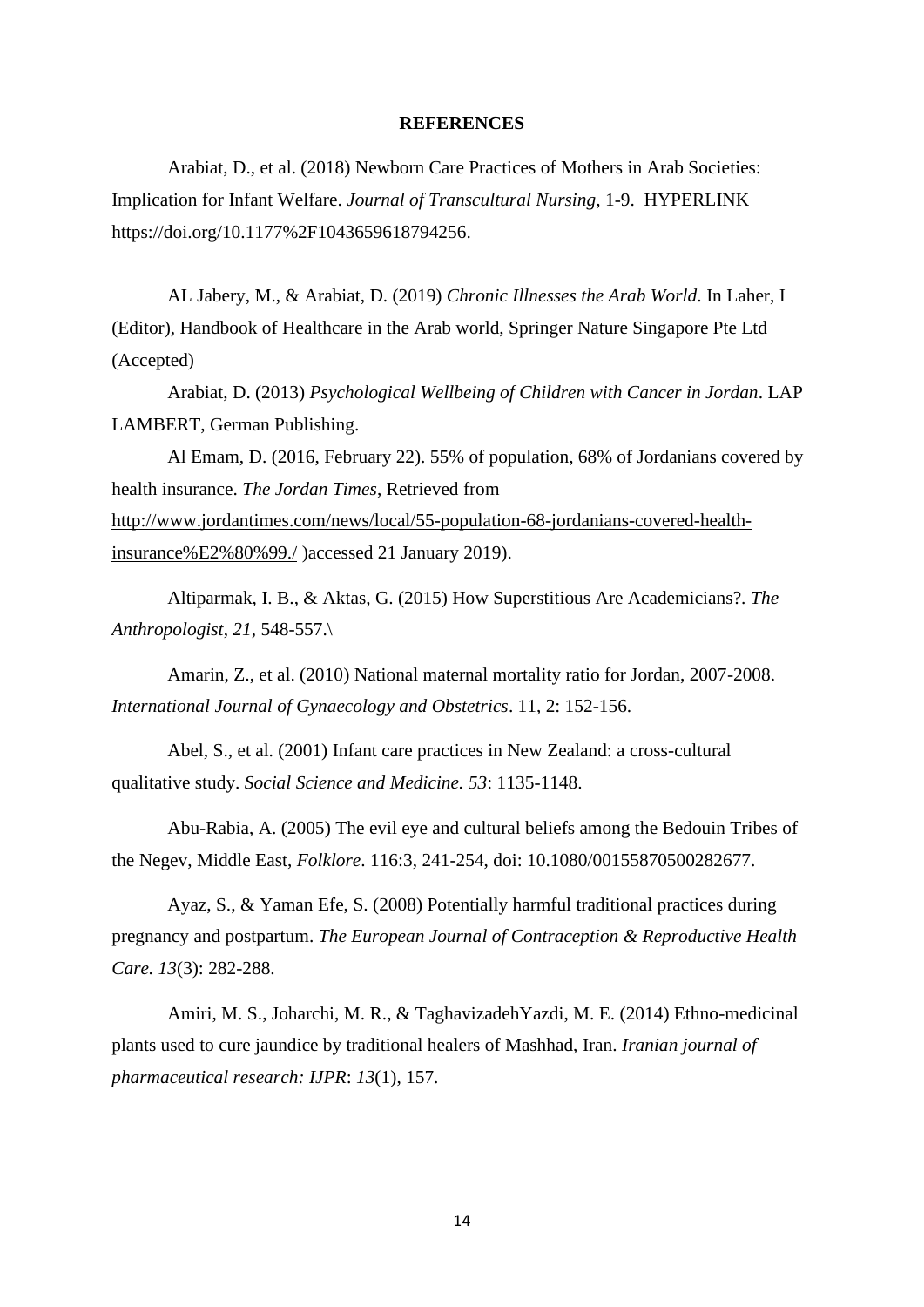**REFERENCES**

Arabiat, D., et al. (2018) Newborn Care Practices of Mothers in Arab Societies: Implication for Infant Welfare. *Journal of Transcultural Nursing*, 1-9. HYPERLINK https://doi.org/10.1177%2F1043659618794256.

AL Jabery, M., & Arabiat, D. (2019) *Chronic Illnesses the Arab World*. In Laher, I (Editor), Handbook of Healthcare in the Arab world, Springer Nature Singapore Pte Ltd (Accepted)

Arabiat, D. (2013) *Psychological Wellbeing of Children with Cancer in Jordan*. LAP LAMBERT, German Publishing.

Al Emam, D. (2016, February 22). 55% of population, 68% of Jordanians covered by health insurance. *The Jordan Times*, Retrieved from http://www.jordantimes.com/news/local/55-population-68-jordanians-covered-health-insurance%E2%80%99./ )accessed 21 January 2019).

Altiparmak, I. B., & Aktas, G. (2015) How Superstitious Are Academicians?. *The Anthropologist*, *21*, 548-557.\

Amarin, Z., et al. (2010) National maternal mortality ratio for Jordan, 2007-2008. *International Journal of Gynaecology and Obstetrics*. 11, 2: 152-156.

Abel, S., et al. (2001) Infant care practices in New Zealand: a cross-cultural qualitative study. *Social Science and Medicine. 53*: 1135-1148.

Abu-Rabia, A. (2005) The evil eye and cultural beliefs among the Bedouin Tribes of the Negev, Middle East, *Folklore*. 116:3, 241-254, doi: 10.1080/00155870500282677.

Ayaz, S., & Yaman Efe, S. (2008) Potentially harmful traditional practices during pregnancy and postpartum. *The European Journal of Contraception & Reproductive Health Care. 13*(3): 282-288.

Amiri, M. S., Joharchi, M. R., & TaghavizadehYazdi, M. E. (2014) Ethno-medicinal plants used to cure jaundice by traditional healers of Mashhad, Iran. *Iranian journal of pharmaceutical research: IJPR*: *13*(1), 157.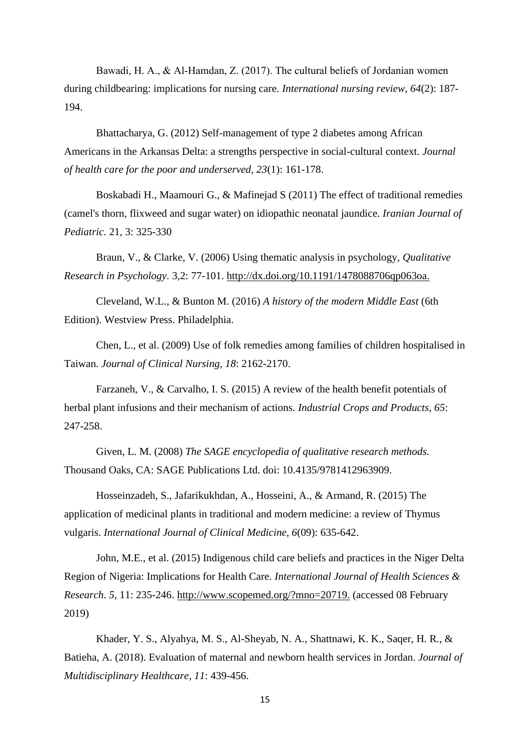Bawadi, H. A., & Al-Hamdan, Z. (2017). The cultural beliefs of Jordanian women during childbearing: implications for nursing care. *International nursing review*, *64*(2): 187-194.

Bhattacharya, G. (2012) Self-management of type 2 diabetes among African Americans in the Arkansas Delta: a strengths perspective in social-cultural context. *Journal of health care for the poor and underserved*, *23*(1): 161-178.

Boskabadi H., Maamouri G., & Mafinejad S (2011) The effect of traditional remedies (camel's thorn, flixweed and sugar water) on idiopathic neonatal jaundice. *Iranian Journal of Pediatric.* 21, 3: 325-330

Braun, V., & Clarke, V. (2006) Using thematic analysis in psychology, *Qualitative Research in Psychology*. 3,2: 77-101. http://dx.doi.org/10.1191/1478088706qp063oa.

Cleveland, W.L., & Bunton M. (2016) *A history of the modern Middle East* (6th Edition). Westview Press. Philadelphia.

Chen, L., et al. (2009) Use of folk remedies among families of children hospitalised in Taiwan. *Journal of Clinical Nursing, 18*: 2162-2170.

Farzaneh, V., & Carvalho, I. S. (2015) A review of the health benefit potentials of herbal plant infusions and their mechanism of actions. *Industrial Crops and Products*, *65*: 247-258.

Given, L. M. (2008) *The SAGE encyclopedia of qualitative research methods.* Thousand Oaks, CA: SAGE Publications Ltd. doi: 10.4135/9781412963909.

Hosseinzadeh, S., Jafarikukhdan, A., Hosseini, A., & Armand, R. (2015) The application of medicinal plants in traditional and modern medicine: a review of Thymus vulgaris. *International Journal of Clinical Medicine*, *6*(09): 635-642.

John, M.E., et al. (2015) Indigenous child care beliefs and practices in the Niger Delta Region of Nigeria: Implications for Health Care. *International Journal of Health Sciences & Research*. *5*, 11: 235-246. http://www.scopemed.org/?mno=20719. (accessed 08 February 2019)

Khader, Y. S., Alyahya, M. S., Al-Sheyab, N. A., Shattnawi, K. K., Saqer, H. R., & Batieha, A. (2018). Evaluation of maternal and newborn health services in Jordan. *Journal of Multidisciplinary Healthcare*, *11*: 439-456.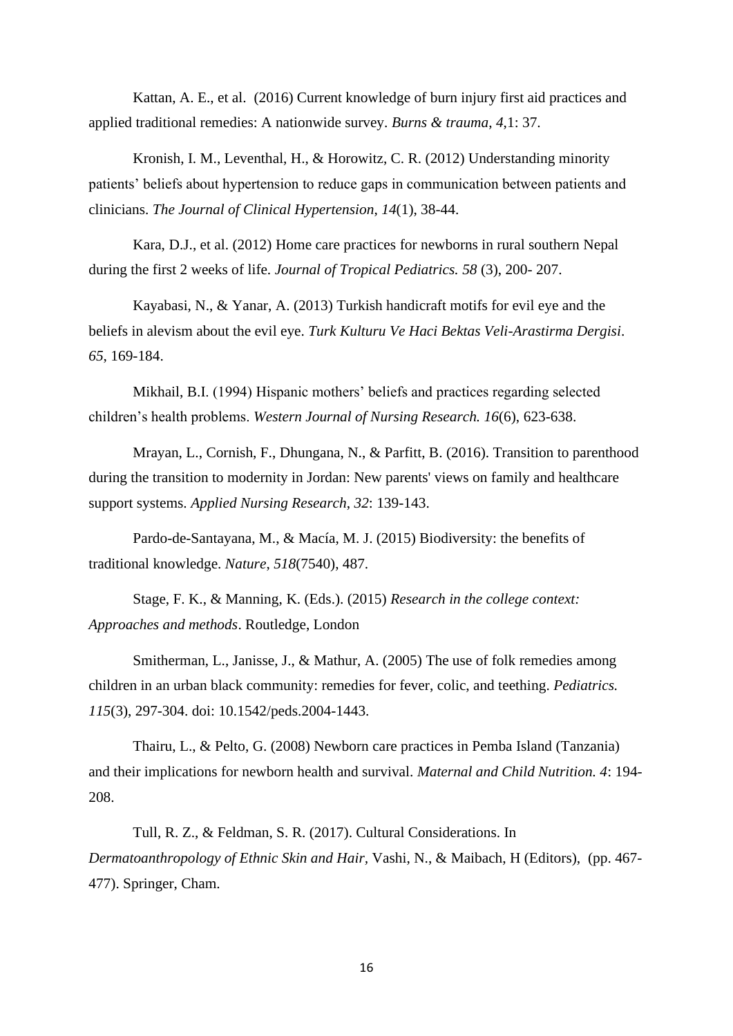Kattan, A. E., et al. (2016) Current knowledge of burn injury first aid practices and applied traditional remedies: A nationwide survey. *Burns & trauma*, *4*,1: 37.

Kronish, I. M., Leventhal, H., & Horowitz, C. R. (2012) Understanding minority patients' beliefs about hypertension to reduce gaps in communication between patients and clinicians. *The Journal of Clinical Hypertension*, *14*(1), 38-44.

Kara, D.J., et al. (2012) Home care practices for newborns in rural southern Nepal during the first 2 weeks of life. *Journal of Tropical Pediatrics. 58* (3), 200- 207.

Kayabasi, N., & Yanar, A. (2013) Turkish handicraft motifs for evil eye and the beliefs in alevism about the evil eye. *Turk Kulturu Ve Haci Bektas Veli-Arastirma Dergisi*. *65*, 169-184.

Mikhail, B.I. (1994) Hispanic mothers' beliefs and practices regarding selected children's health problems. *Western Journal of Nursing Research. 16*(6), 623-638.

Mrayan, L., Cornish, F., Dhungana, N., & Parfitt, B. (2016). Transition to parenthood during the transition to modernity in Jordan: New parents' views on family and healthcare support systems. *Applied Nursing Research*, *32*: 139-143.

Pardo-de-Santayana, M., & Macía, M. J. (2015) Biodiversity: the benefits of traditional knowledge. *Nature*, *518*(7540), 487.

Stage, F. K., & Manning, K. (Eds.). (2015) *Research in the college context: Approaches and methods*. Routledge, London

Smitherman, L., Janisse, J., & Mathur, A. (2005) The use of folk remedies among children in an urban black community: remedies for fever, colic, and teething. *Pediatrics. 115*(3), 297-304. doi: 10.1542/peds.2004-1443.

Thairu, L., & Pelto, G. (2008) Newborn care practices in Pemba Island (Tanzania) and their implications for newborn health and survival. *Maternal and Child Nutrition. 4*: 194-208.

Tull, R. Z., & Feldman, S. R. (2017). Cultural Considerations. In *Dermatoanthropology of Ethnic Skin and Hair*, Vashi, N., & Maibach, H (Editors), (pp. 467-477). Springer, Cham.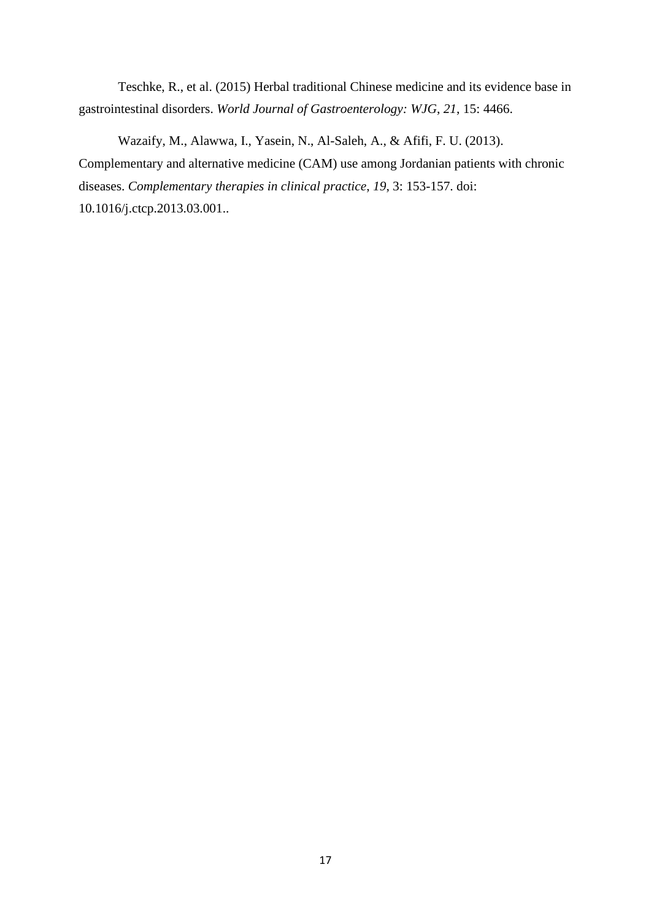Teschke, R., et al. (2015) Herbal traditional Chinese medicine and its evidence base in gastrointestinal disorders. *World Journal of Gastroenterology: WJG*, *21*, 15: 4466.

Wazaify, M., Alawwa, I., Yasein, N., Al-Saleh, A., & Afifi, F. U. (2013). Complementary and alternative medicine (CAM) use among Jordanian patients with chronic diseases. *Complementary therapies in clinical practice*, *19*, 3: 153-157. doi: 10.1016/j.ctcp.2013.03.001..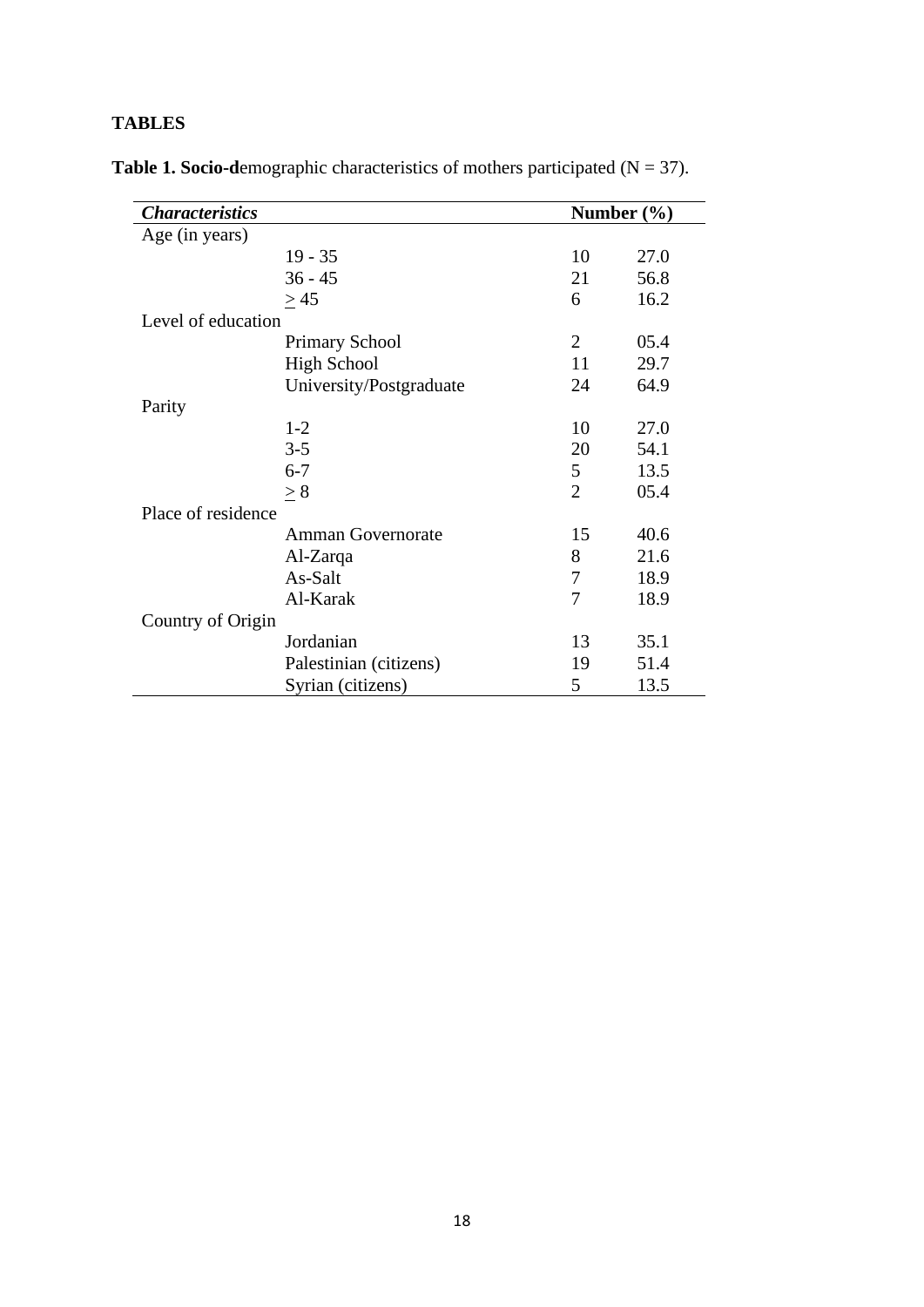**TABLES**

**Table 1. Socio-d**emographic characteristics of mothers participated (N = 37).

| *Characteristics* | | Number (%) | |
|---|---|---|---|
| Age (in years) | | | |
| | 19 - 35 | 10 | 27.0 |
| | 36 - 45 | 21 | 56.8 |
| | $\geq$ 45 | 6 | 16.2 |
| Level of education | | | |
| | Primary School | 2 | 05.4 |
| | High School | 11 | 29.7 |
| | University/Postgraduate | 24 | 64.9 |
| Parity | | | |
| | 1-2 | 10 | 27.0 |
| | 3-5 | 20 | 54.1 |
| | 6-7 | 5 | 13.5 |
| | $\geq$ 8 | 2 | 05.4 |
| Place of residence | | | |
| | Amman Governorate | 15 | 40.6 |
| | Al-Zarqa | 8 | 21.6 |
| | As-Salt | 7 | 18.9 |
| | Al-Karak | 7 | 18.9 |
| Country of Origin | | | |
| | Jordanian | 13 | 35.1 |
| | Palestinian (citizens) | 19 | 51.4 |
| | Syrian (citizens) | 5 | 13.5 |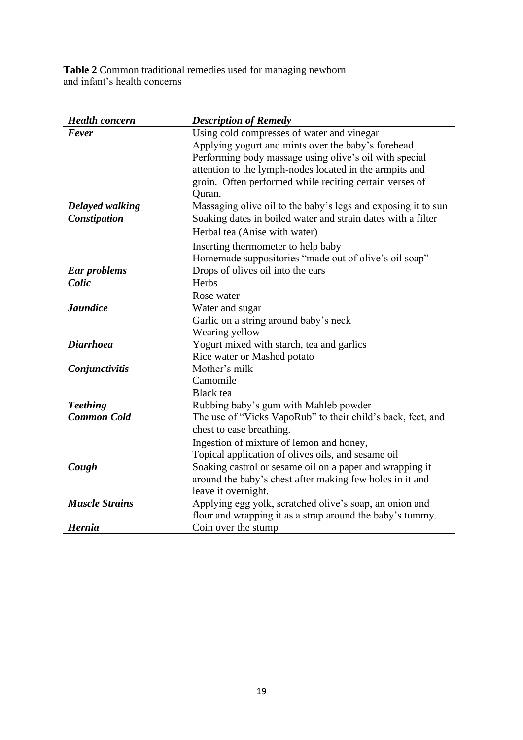**Table 2** Common traditional remedies used for managing newborn and infant's health concerns

| ***Health concern*** | ***Description of Remedy*** |
|---|---|
| ***Fever*** | Using cold compresses of water and vinegar |
| | Applying yogurt and mints over the baby's forehead |
| | Performing body massage using olive's oil with special attention to the lymph-nodes located in the armpits and groin. Often performed while reciting certain verses of Quran. |
| ***Delayed walking*** | Massaging olive oil to the baby's legs and exposing it to sun |
| ***Constipation*** | Soaking dates in boiled water and strain dates with a filter |
| | Herbal tea (Anise with water) |
| | Inserting thermometer to help baby |
| | Homemade suppositories "made out of olive's oil soap" |
| ***Ear problems*** | Drops of olives oil into the ears |
| ***Colic*** | Herbs |
| | Rose water |
| ***Jaundice*** | Water and sugar |
| | Garlic on a string around baby's neck |
| | Wearing yellow |
| ***Diarrhoea*** | Yogurt mixed with starch, tea and garlics |
| | Rice water or Mashed potato |
| ***Conjunctivitis*** | Mother's milk |
| | Camomile |
| | Black tea |
| ***Teething*** | Rubbing baby's gum with Mahleb powder |
| ***Common Cold*** | The use of "Vicks VapoRub" to their child's back, feet, and chest to ease breathing. |
| | Ingestion of mixture of lemon and honey, |
| | Topical application of olives oils, and sesame oil |
| ***Cough*** | Soaking castrol or sesame oil on a paper and wrapping it around the baby's chest after making few holes in it and leave it overnight. |
| ***Muscle Strains*** | Applying egg yolk, scratched olive's soap, an onion and flour and wrapping it as a strap around the baby's tummy. |
| ***Hernia*** | Coin over the stump |